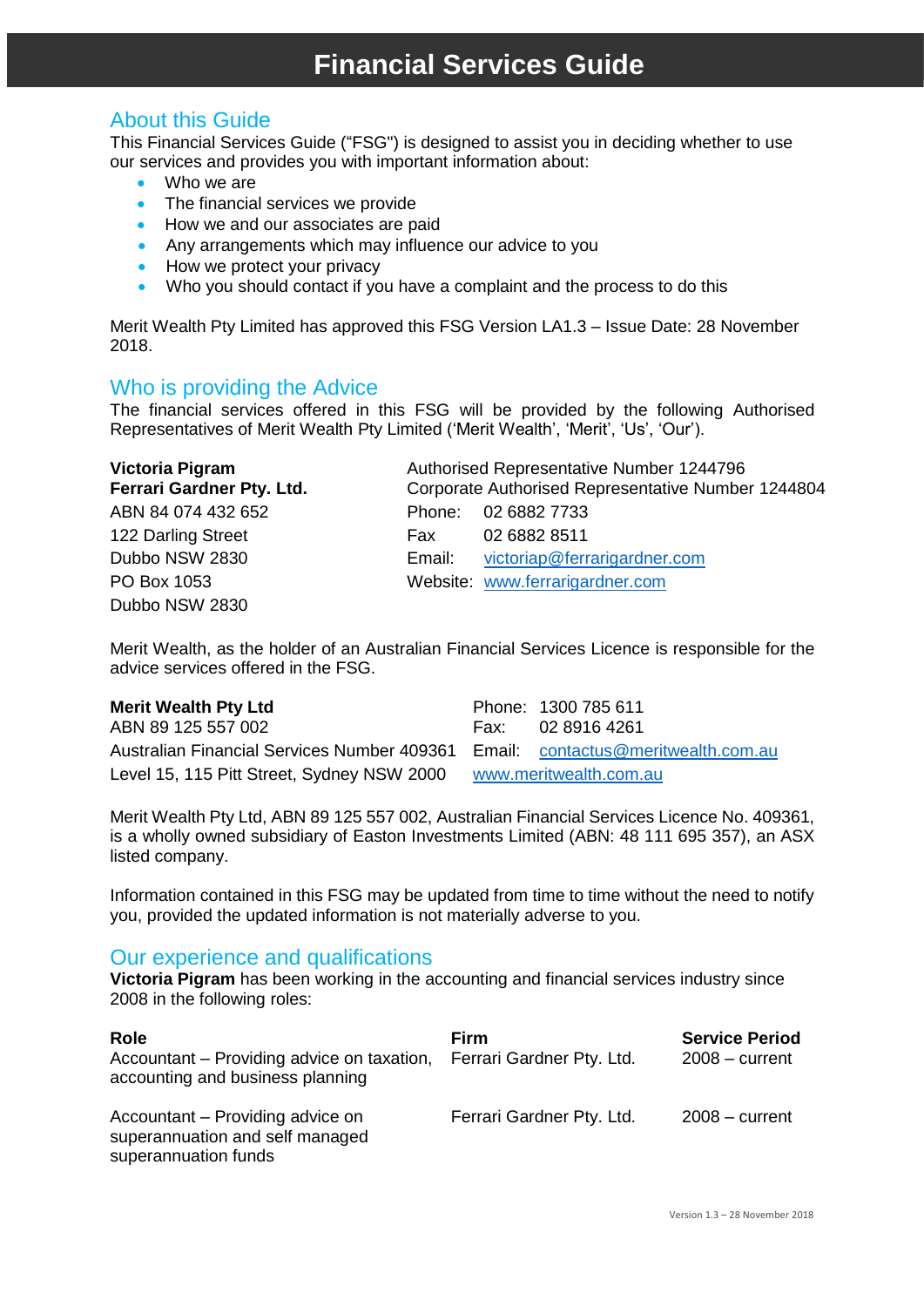# Financial Services Guide

## About this Guide

This Financial Services Guide ("FSG") is designed to assist you in deciding whether to use our services and provides you with important information about:

- Who we are
- The financial services we provide
- How we and our associates are paid
- Any arrangements which may influence our advice to you
- How we protect your privacy
- Who you should contact if you have a complaint and the process to do this

Merit Wealth Pty Limited has approved this FSG Version LA1.3 – Issue Date: 28 November 2018.

## Who is providing the Advice

The financial services offered in this FSG will be provided by the following Authorised Representatives of Merit Wealth Pty Limited ('Merit Wealth', 'Merit', 'Us', 'Our').

**Victoria Pigram**
Authorised Representative Number 1244796

**Ferrari Gardner Pty. Ltd.**
Corporate Authorised Representative Number 1244804

ABN 84 074 432 652
122 Darling Street
Dubbo NSW 2830
PO Box 1053
Dubbo NSW 2830

Phone: 02 6882 7733
Fax 02 6882 8511
Email: victoriap@ferrarigardner.com
Website: www.ferrarigardner.com

Merit Wealth, as the holder of an Australian Financial Services Licence is responsible for the advice services offered in the FSG.

**Merit Wealth Pty Ltd**
ABN 89 125 557 002
Australian Financial Services Number 409361
Level 15, 115 Pitt Street, Sydney NSW 2000

Phone: 1300 785 611
Fax: 02 8916 4261
Email: contactus@meritwealth.com.au
www.meritwealth.com.au

Merit Wealth Pty Ltd, ABN 89 125 557 002, Australian Financial Services Licence No. 409361, is a wholly owned subsidiary of Easton Investments Limited (ABN: 48 111 695 357), an ASX listed company.

Information contained in this FSG may be updated from time to time without the need to notify you, provided the updated information is not materially adverse to you.

## Our experience and qualifications

**Victoria Pigram** has been working in the accounting and financial services industry since 2008 in the following roles:

| Role | Firm | Service Period |
|---|---|---|
| Accountant – Providing advice on taxation, accounting and business planning | Ferrari Gardner Pty. Ltd. | 2008 – current |
| Accountant – Providing advice on superannuation and self managed superannuation funds | Ferrari Gardner Pty. Ltd. | 2008 – current |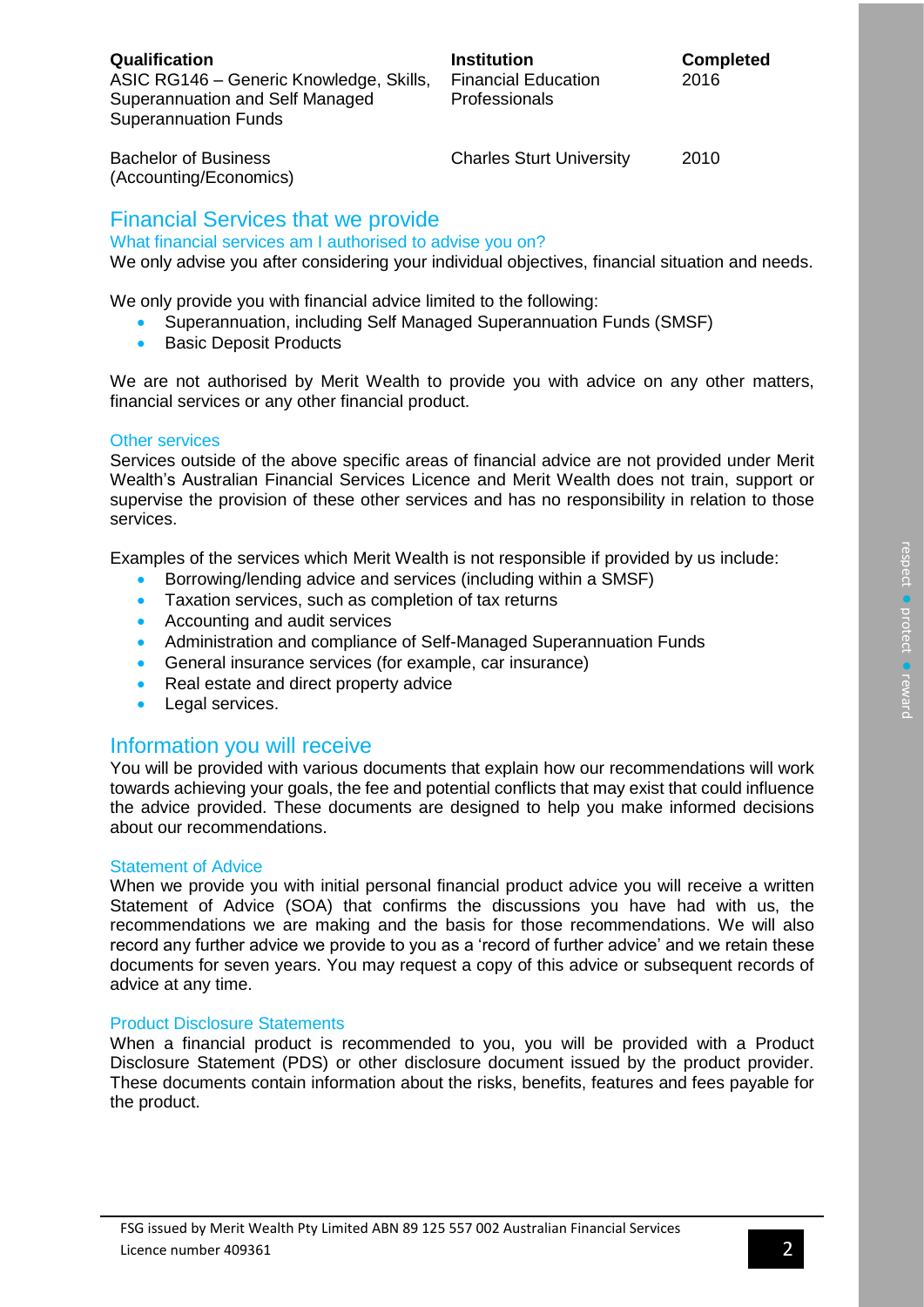| Qualification | Institution | Completed |
| --- | --- | --- |
| ASIC RG146 – Generic Knowledge, Skills, Superannuation and Self Managed Superannuation Funds | Financial Education Professionals | 2016 |
| Bachelor of Business (Accounting/Economics) | Charles Sturt University | 2010 |

## Financial Services that we provide

### What financial services am I authorised to advise you on?

We only advise you after considering your individual objectives, financial situation and needs.

We only provide you with financial advice limited to the following:

- Superannuation, including Self Managed Superannuation Funds (SMSF)
- Basic Deposit Products

We are not authorised by Merit Wealth to provide you with advice on any other matters, financial services or any other financial product.

### Other services

Services outside of the above specific areas of financial advice are not provided under Merit Wealth's Australian Financial Services Licence and Merit Wealth does not train, support or supervise the provision of these other services and has no responsibility in relation to those services.

Examples of the services which Merit Wealth is not responsible if provided by us include:

- Borrowing/lending advice and services (including within a SMSF)
- Taxation services, such as completion of tax returns
- Accounting and audit services
- Administration and compliance of Self-Managed Superannuation Funds
- General insurance services (for example, car insurance)
- Real estate and direct property advice
- Legal services.

## Information you will receive

You will be provided with various documents that explain how our recommendations will work towards achieving your goals, the fee and potential conflicts that may exist that could influence the advice provided. These documents are designed to help you make informed decisions about our recommendations.

### Statement of Advice

When we provide you with initial personal financial product advice you will receive a written Statement of Advice (SOA) that confirms the discussions you have had with us, the recommendations we are making and the basis for those recommendations. We will also record any further advice we provide to you as a 'record of further advice' and we retain these documents for seven years. You may request a copy of this advice or subsequent records of advice at any time.

### Product Disclosure Statements

When a financial product is recommended to you, you will be provided with a Product Disclosure Statement (PDS) or other disclosure document issued by the product provider. These documents contain information about the risks, benefits, features and fees payable for the product.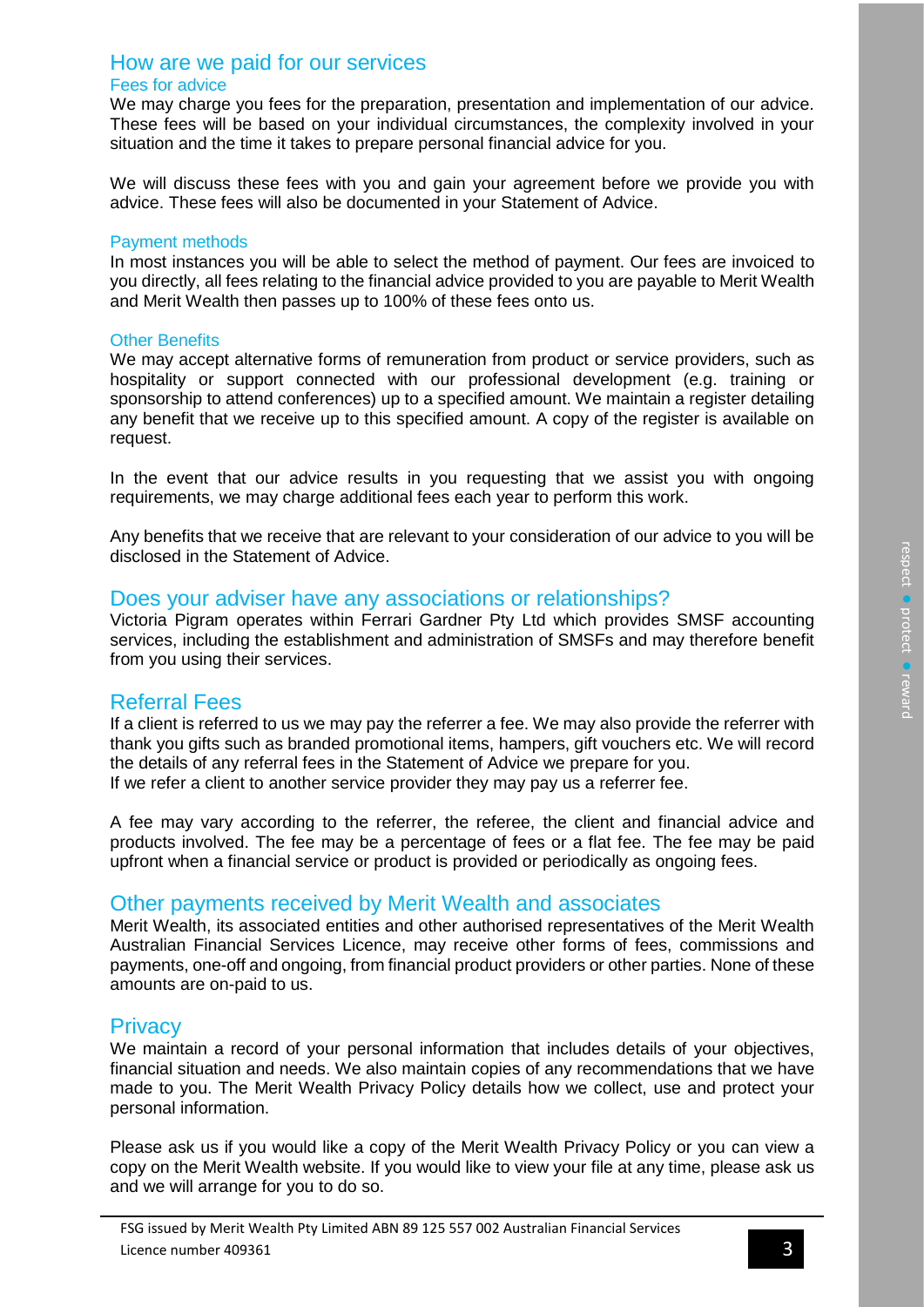## How are we paid for our services

### Fees for advice

We may charge you fees for the preparation, presentation and implementation of our advice. These fees will be based on your individual circumstances, the complexity involved in your situation and the time it takes to prepare personal financial advice for you.

We will discuss these fees with you and gain your agreement before we provide you with advice. These fees will also be documented in your Statement of Advice.

### Payment methods

In most instances you will be able to select the method of payment. Our fees are invoiced to you directly, all fees relating to the financial advice provided to you are payable to Merit Wealth and Merit Wealth then passes up to 100% of these fees onto us.

### Other Benefits

We may accept alternative forms of remuneration from product or service providers, such as hospitality or support connected with our professional development (e.g. training or sponsorship to attend conferences) up to a specified amount. We maintain a register detailing any benefit that we receive up to this specified amount. A copy of the register is available on request.

In the event that our advice results in you requesting that we assist you with ongoing requirements, we may charge additional fees each year to perform this work.

Any benefits that we receive that are relevant to your consideration of our advice to you will be disclosed in the Statement of Advice.

## Does your adviser have any associations or relationships?

Victoria Pigram operates within Ferrari Gardner Pty Ltd which provides SMSF accounting services, including the establishment and administration of SMSFs and may therefore benefit from you using their services.

## Referral Fees

If a client is referred to us we may pay the referrer a fee. We may also provide the referrer with thank you gifts such as branded promotional items, hampers, gift vouchers etc. We will record the details of any referral fees in the Statement of Advice we prepare for you.
If we refer a client to another service provider they may pay us a referrer fee.

A fee may vary according to the referrer, the referee, the client and financial advice and products involved. The fee may be a percentage of fees or a flat fee. The fee may be paid upfront when a financial service or product is provided or periodically as ongoing fees.

## Other payments received by Merit Wealth and associates

Merit Wealth, its associated entities and other authorised representatives of the Merit Wealth Australian Financial Services Licence, may receive other forms of fees, commissions and payments, one-off and ongoing, from financial product providers or other parties. None of these amounts are on-paid to us.

## Privacy

We maintain a record of your personal information that includes details of your objectives, financial situation and needs. We also maintain copies of any recommendations that we have made to you. The Merit Wealth Privacy Policy details how we collect, use and protect your personal information.

Please ask us if you would like a copy of the Merit Wealth Privacy Policy or you can view a copy on the Merit Wealth website. If you would like to view your file at any time, please ask us and we will arrange for you to do so.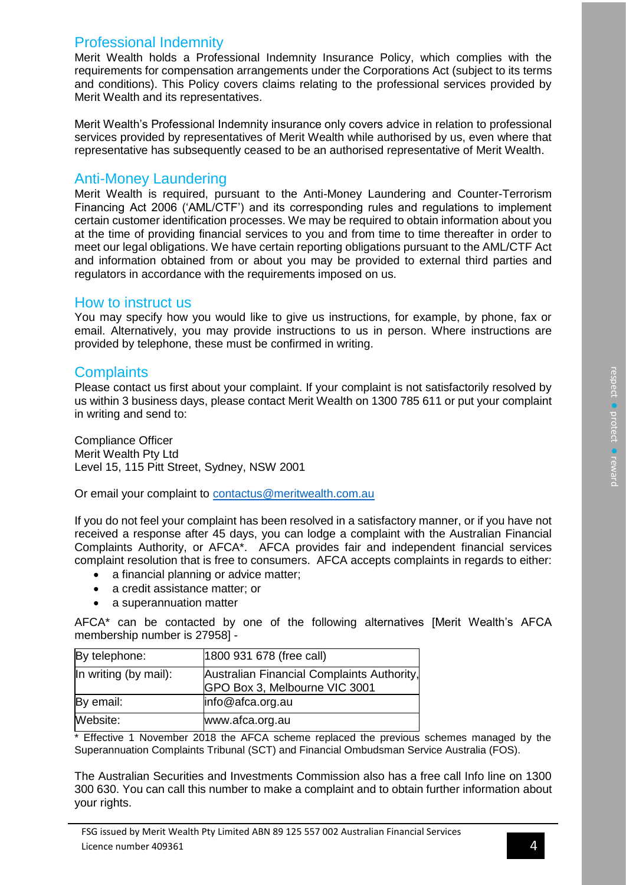## Professional Indemnity

Merit Wealth holds a Professional Indemnity Insurance Policy, which complies with the requirements for compensation arrangements under the Corporations Act (subject to its terms and conditions). This Policy covers claims relating to the professional services provided by Merit Wealth and its representatives.

Merit Wealth's Professional Indemnity insurance only covers advice in relation to professional services provided by representatives of Merit Wealth while authorised by us, even where that representative has subsequently ceased to be an authorised representative of Merit Wealth.

## Anti-Money Laundering

Merit Wealth is required, pursuant to the Anti-Money Laundering and Counter-Terrorism Financing Act 2006 ('AML/CTF') and its corresponding rules and regulations to implement certain customer identification processes. We may be required to obtain information about you at the time of providing financial services to you and from time to time thereafter in order to meet our legal obligations. We have certain reporting obligations pursuant to the AML/CTF Act and information obtained from or about you may be provided to external third parties and regulators in accordance with the requirements imposed on us.

## How to instruct us

You may specify how you would like to give us instructions, for example, by phone, fax or email. Alternatively, you may provide instructions to us in person. Where instructions are provided by telephone, these must be confirmed in writing.

## Complaints

Please contact us first about your complaint. If your complaint is not satisfactorily resolved by us within 3 business days, please contact Merit Wealth on 1300 785 611 or put your complaint in writing and send to:

Compliance Officer
Merit Wealth Pty Ltd
Level 15, 115 Pitt Street, Sydney, NSW 2001

Or email your complaint to contactus@meritwealth.com.au

If you do not feel your complaint has been resolved in a satisfactory manner, or if you have not received a response after 45 days, you can lodge a complaint with the Australian Financial Complaints Authority, or AFCA*. AFCA provides fair and independent financial services complaint resolution that is free to consumers. AFCA accepts complaints in regards to either:

- a financial planning or advice matter;
- a credit assistance matter; or
- a superannuation matter

AFCA* can be contacted by one of the following alternatives [Merit Wealth's AFCA membership number is 27958] -

| | |
|---|---|
| By telephone: | 1800 931 678 (free call) |
| In writing (by mail): | Australian Financial Complaints Authority, GPO Box 3, Melbourne VIC 3001 |
| By email: | info@afca.org.au |
| Website: | www.afca.org.au |

\* Effective 1 November 2018 the AFCA scheme replaced the previous schemes managed by the Superannuation Complaints Tribunal (SCT) and Financial Ombudsman Service Australia (FOS).

The Australian Securities and Investments Commission also has a free call Info line on 1300 300 630. You can call this number to make a complaint and to obtain further information about your rights.